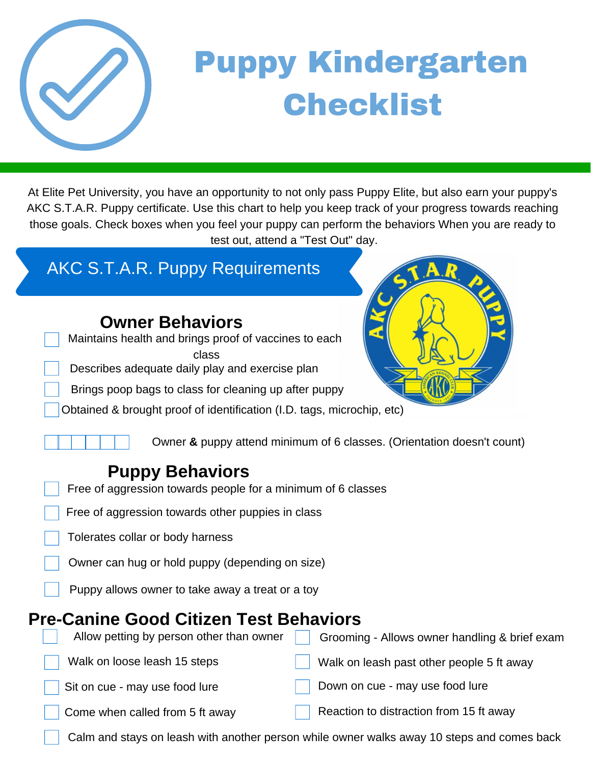# Puppy Kindergarten Checklist

At Elite Pet University, you have an opportunity to not only pass Puppy Elite, but also earn your puppy's AKC S.T.A.R. Puppy certificate. Use this chart to help you keep track of your progress towards reaching those goals. Check boxes when you feel your puppy can perform the behaviors When you are ready to test out, attend a "Test Out" day.

## AKC S.T.A.R. Puppy Requirements

### Owner Behaviors

- [ ] Maintains health and brings proof of vaccines to each class
- [ ] Describes adequate daily play and exercise plan
- [ ] Brings poop bags to class for cleaning up after puppy
- [ ] Obtained & brought proof of identification (I.D. tags, microchip, etc)

☐☐☐☐☐☐ Owner **&** puppy attend minimum of 6 classes. (Orientation doesn't count)

### Puppy Behaviors

- [ ] Free of aggression towards people for a minimum of 6 classes
- [ ] Free of aggression towards other puppies in class
- [ ] Tolerates collar or body harness
- [ ] Owner can hug or hold puppy (depending on size)
- [ ] Puppy allows owner to take away a treat or a toy

### Pre-Canine Good Citizen Test Behaviors

- [ ] Allow petting by person other than owner
- [ ] Grooming - Allows owner handling & brief exam
- [ ] Walk on loose leash 15 steps
- [ ] Walk on leash past other people 5 ft away
- [ ] Sit on cue - may use food lure
- [ ] Down on cue - may use food lure
- [ ] Come when called from 5 ft away
- [ ] Reaction to distraction from 15 ft away
- [ ] Calm and stays on leash with another person while owner walks away 10 steps and comes back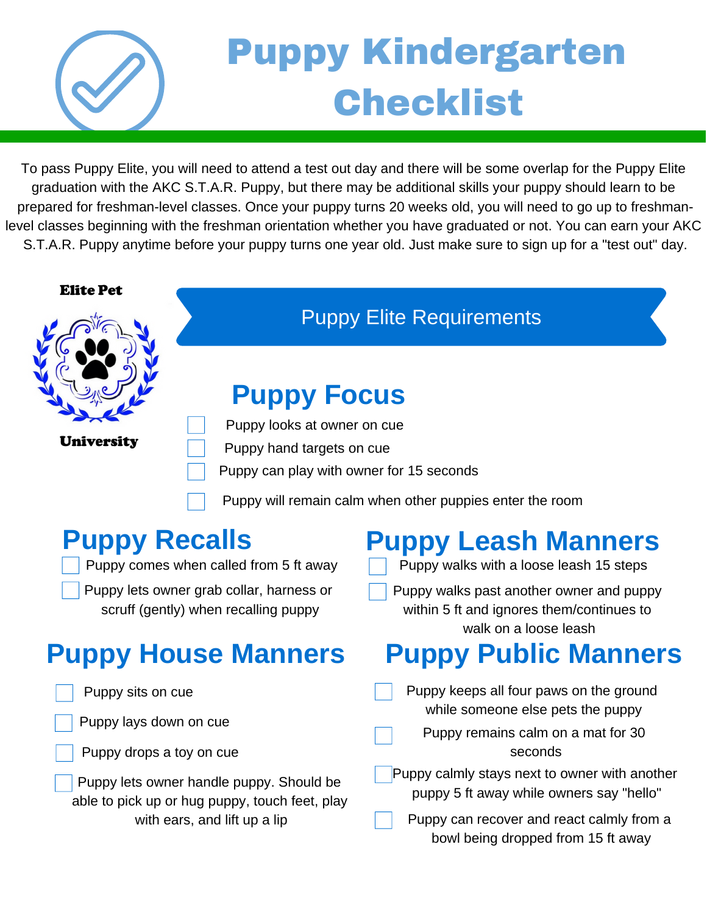# Puppy Kindergarten Checklist

To pass Puppy Elite, you will need to attend a test out day and there will be some overlap for the Puppy Elite graduation with the AKC S.T.A.R. Puppy, but there may be additional skills your puppy should learn to be prepared for freshman-level classes. Once your puppy turns 20 weeks old, you will need to go up to freshman-level classes beginning with the freshman orientation whether you have graduated or not. You can earn your AKC S.T.A.R. Puppy anytime before your puppy turns one year old. Just make sure to sign up for a "test out" day.

Elite Pet University

## Puppy Elite Requirements

### Puppy Focus

- [ ] Puppy looks at owner on cue
- [ ] Puppy hand targets on cue
- [ ] Puppy can play with owner for 15 seconds
- [ ] Puppy will remain calm when other puppies enter the room

### Puppy Recalls

- [ ] Puppy comes when called from 5 ft away
- [ ] Puppy lets owner grab collar, harness or scruff (gently) when recalling puppy

### Puppy Leash Manners

- [ ] Puppy walks with a loose leash 15 steps
- [ ] Puppy walks past another owner and puppy within 5 ft and ignores them/continues to walk on a loose leash

### Puppy House Manners

- [ ] Puppy sits on cue
- [ ] Puppy lays down on cue
- [ ] Puppy drops a toy on cue
- [ ] Puppy lets owner handle puppy. Should be able to pick up or hug puppy, touch feet, play with ears, and lift up a lip

### Puppy Public Manners

- [ ] Puppy keeps all four paws on the ground while someone else pets the puppy
- [ ] Puppy remains calm on a mat for 30 seconds
- [ ] Puppy calmly stays next to owner with another puppy 5 ft away while owners say "hello"
- [ ] Puppy can recover and react calmly from a bowl being dropped from 15 ft away